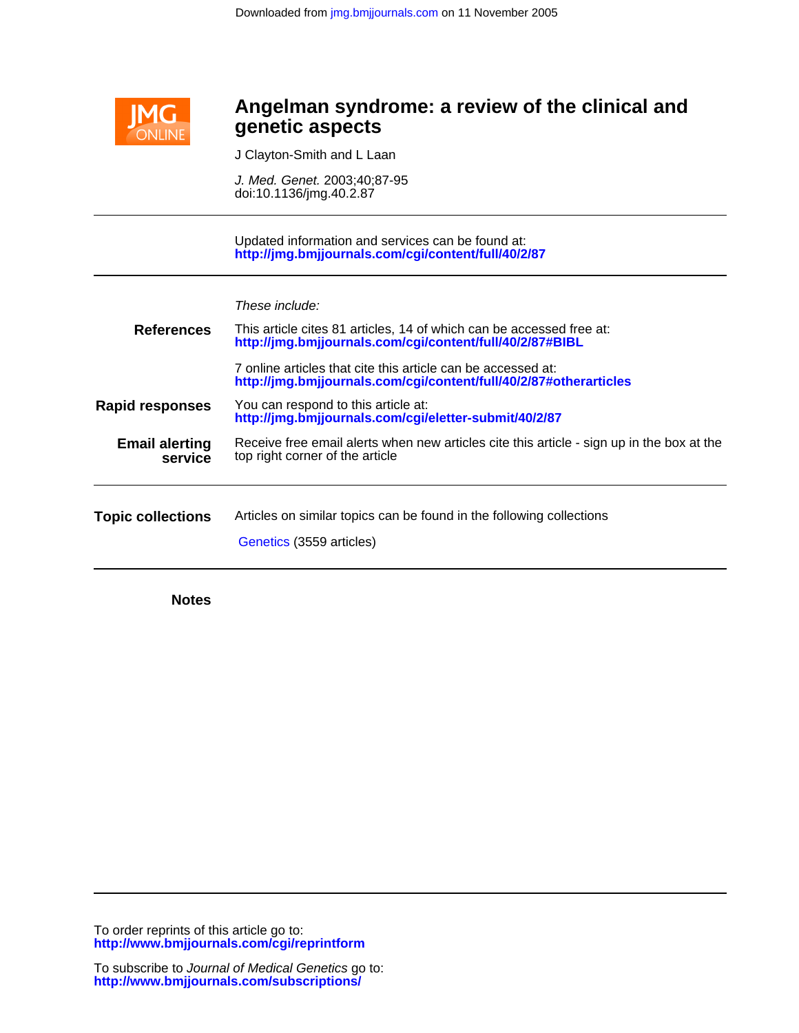Downloaded from jmg.bmjjournals.com on 11 November 2005

JMG ONLINE

# Angelman syndrome: a review of the clinical and genetic aspects

J Clayton-Smith and L Laan

*J. Med. Genet.* 2003;40;87-95
doi:10.1136/jmg.40.2.87

Updated information and services can be found at:
**http://jmg.bmjjournals.com/cgi/content/full/40/2/87**

*These include:*

**References**

This article cites 81 articles, 14 of which can be accessed free at:
**http://jmg.bmjjournals.com/cgi/content/full/40/2/87#BIBL**

7 online articles that cite this article can be accessed at:
**http://jmg.bmjjournals.com/cgi/content/full/40/2/87#otherarticles**

**Rapid responses**

You can respond to this article at:
**http://jmg.bmjjournals.com/cgi/eletter-submit/40/2/87**

**Email alerting service**

Receive free email alerts when new articles cite this article - sign up in the box at the top right corner of the article

**Topic collections**

Articles on similar topics can be found in the following collections

Genetics (3559 articles)

**Notes**

To order reprints of this article go to:
**http://www.bmjjournals.com/cgi/reprintform**

To subscribe to *Journal of Medical Genetics* go to:
**http://www.bmjjournals.com/subscriptions/**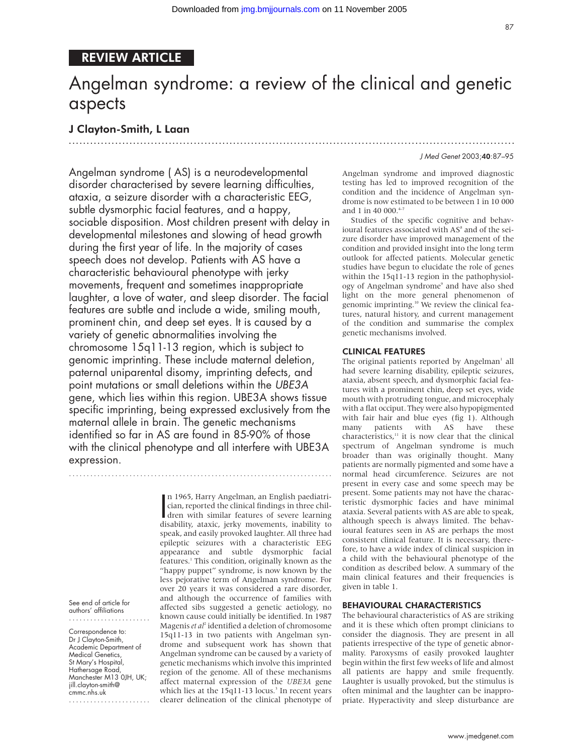# REVIEW ARTICLE

# Angelman syndrome: a review of the clinical and genetic aspects

## J Clayton-Smith, L Laan

Angelman syndrome (AS) is a neurodevelopmental disorder characterised by severe learning difficulties, ataxia, a seizure disorder with a characteristic EEG, subtle dysmorphic facial features, and a happy, sociable disposition. Most children present with delay in developmental milestones and slowing of head growth during the first year of life. In the majority of cases speech does not develop. Patients with AS have a characteristic behavioural phenotype with jerky movements, frequent and sometimes inappropriate laughter, a love of water, and sleep disorder. The facial features are subtle and include a wide, smiling mouth, prominent chin, and deep set eyes. It is caused by a variety of genetic abnormalities involving the chromosome 15q11-13 region, which is subject to genomic imprinting. These include maternal deletion, paternal uniparental disomy, imprinting defects, and point mutations or small deletions within the *UBE3A* gene, which lies within this region. UBE3A shows tissue specific imprinting, being expressed exclusively from the maternal allele in brain. The genetic mechanisms identified so far in AS are found in 85-90% of those with the clinical phenotype and all interfere with UBE3A expression.

See end of article for authors' affiliations

Correspondence to: Dr J Clayton-Smith, Academic Department of Medical Genetics, St Mary's Hospital, Hathersage Road, Manchester M13 0JH, UK; jill.clayton-smith@cmmc.nhs.uk

In 1965, Harry Angelman, an English paediatrician, reported the clinical findings in three children with similar features of severe learning disability, ataxic, jerky movements, inability to speak, and easily provoked laughter. All three had epileptic seizures with a characteristic EEG appearance and subtle dysmorphic facial features.[1] This condition, originally known as the "happy puppet" syndrome, is now known by the less pejorative term of Angelman syndrome. For over 20 years it was considered a rare disorder, and although the occurrence of families with affected sibs suggested a genetic aetiology, no known cause could initially be identified. In 1987 Magenis *et al*[2] identified a deletion of chromosome 15q11-13 in two patients with Angelman syndrome and subsequent work has shown that Angelman syndrome can be caused by a variety of genetic mechanisms which involve this imprinted region of the genome. All of these mechanisms affect maternal expression of the *UBE3A* gene which lies at the 15q11-13 locus.[3] In recent years clearer delineation of the clinical phenotype of Angelman syndrome and improved diagnostic testing has led to improved recognition of the condition and the incidence of Angelman syndrome is now estimated to be between 1 in 10 000 and 1 in 40 000.[4-7]

Studies of the specific cognitive and behavioural features associated with AS[8] and of the seizure disorder have improved management of the condition and provided insight into the long term outlook for affected patients. Molecular genetic studies have begun to elucidate the role of genes within the 15q11-13 region in the pathophysiology of Angelman syndrome[9] and have also shed light on the more general phenomenon of genomic imprinting.[10] We review the clinical features, natural history, and current management of the condition and summarise the complex genetic mechanisms involved.

## CLINICAL FEATURES

The original patients reported by Angelman[1] all had severe learning disability, epileptic seizures, ataxia, absent speech, and dysmorphic facial features with a prominent chin, deep set eyes, wide mouth with protruding tongue, and microcephaly with a flat occiput. They were also hypopigmented with fair hair and blue eyes (fig 1). Although many patients with AS have these characteristics,[11] it is now clear that the clinical spectrum of Angelman syndrome is much broader than was originally thought. Many patients are normally pigmented and some have a normal head circumference. Seizures are not present in every case and some speech may be present. Some patients may not have the characteristic dysmorphic facies and have minimal ataxia. Several patients with AS are able to speak, although speech is always limited. The behavioural features seen in AS are perhaps the most consistent clinical feature. It is necessary, therefore, to have a wide index of clinical suspicion in a child with the behavioural phenotype of the condition as described below. A summary of the main clinical features and their frequencies is given in table 1.

## BEHAVIOURAL CHARACTERISTICS

The behavioural characteristics of AS are striking and it is these which often prompt clinicians to consider the diagnosis. They are present in all patients irrespective of the type of genetic abnormality. Paroxysms of easily provoked laughter begin within the first few weeks of life and almost all patients are happy and smile frequently. Laughter is usually provoked, but the stimulus is often minimal and the laughter can be inappropriate. Hyperactivity and sleep disturbance are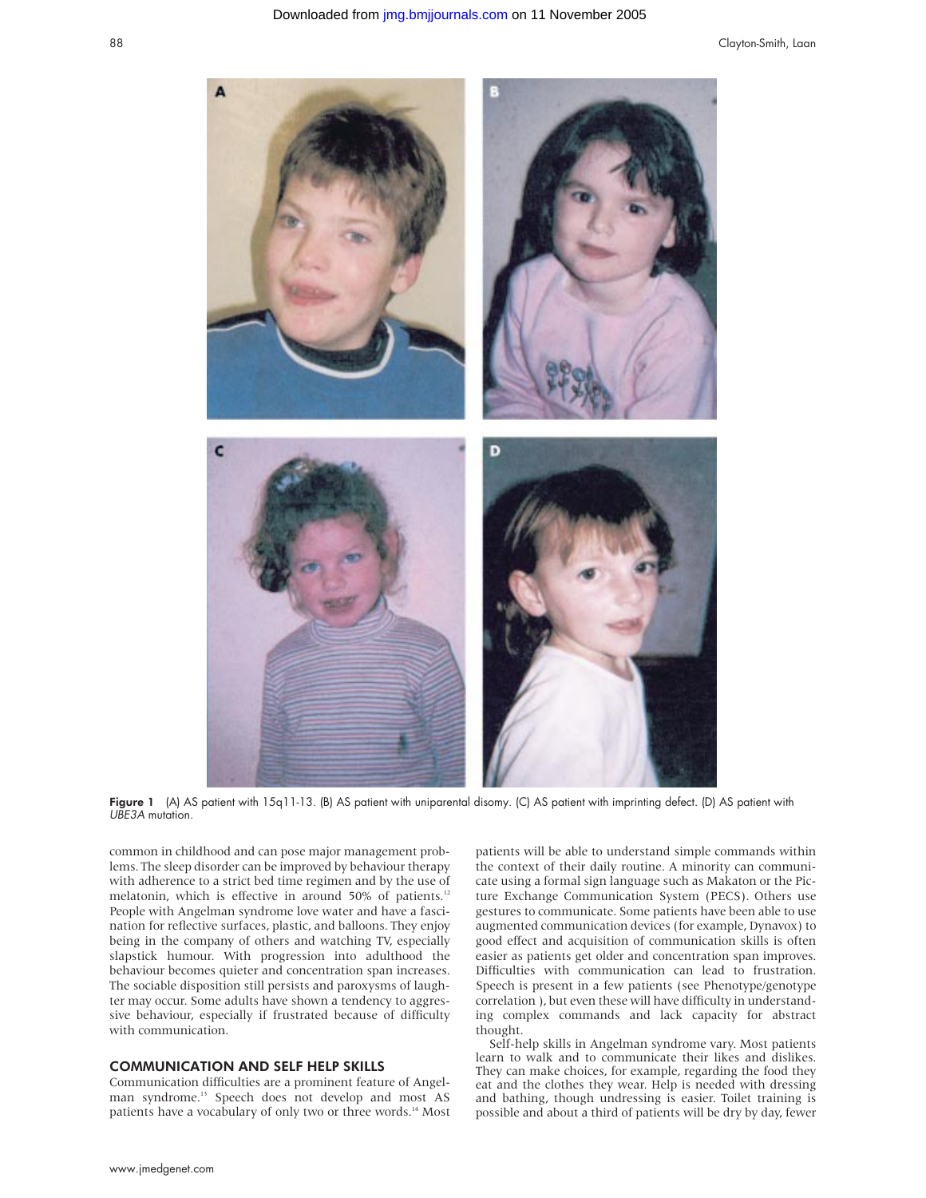**Figure 1** (A) AS patient with 15q11-13. (B) AS patient with uniparental disomy. (C) AS patient with imprinting defect. (D) AS patient with *UBE3A* mutation.

common in childhood and can pose major management problems. The sleep disorder can be improved by behaviour therapy with adherence to a strict bed time regimen and by the use of melatonin, which is effective in around 50% of patients.[12] People with Angelman syndrome love water and have a fascination for reflective surfaces, plastic, and balloons. They enjoy being in the company of others and watching TV, especially slapstick humour. With progression into adulthood the behaviour becomes quieter and concentration span increases. The sociable disposition still persists and paroxysms of laughter may occur. Some adults have shown a tendency to aggressive behaviour, especially if frustrated because of difficulty with communication.

## COMMUNICATION AND SELF HELP SKILLS

Communication difficulties are a prominent feature of Angelman syndrome.[13] Speech does not develop and most AS patients have a vocabulary of only two or three words.[14] Most patients will be able to understand simple commands within the context of their daily routine. A minority can communicate using a formal sign language such as Makaton or the Picture Exchange Communication System (PECS). Others use gestures to communicate. Some patients have been able to use augmented communication devices (for example, Dynavox) to good effect and acquisition of communication skills is often easier as patients get older and concentration span improves. Difficulties with communication can lead to frustration. Speech is present in a few patients (see Phenotype/genotype correlation ), but even these will have difficulty in understanding complex commands and lack capacity for abstract thought.

Self-help skills in Angelman syndrome vary. Most patients learn to walk and to communicate their likes and dislikes. They can make choices, for example, regarding the food they eat and the clothes they wear. Help is needed with dressing and bathing, though undressing is easier. Toilet training is possible and about a third of patients will be dry by day, fewer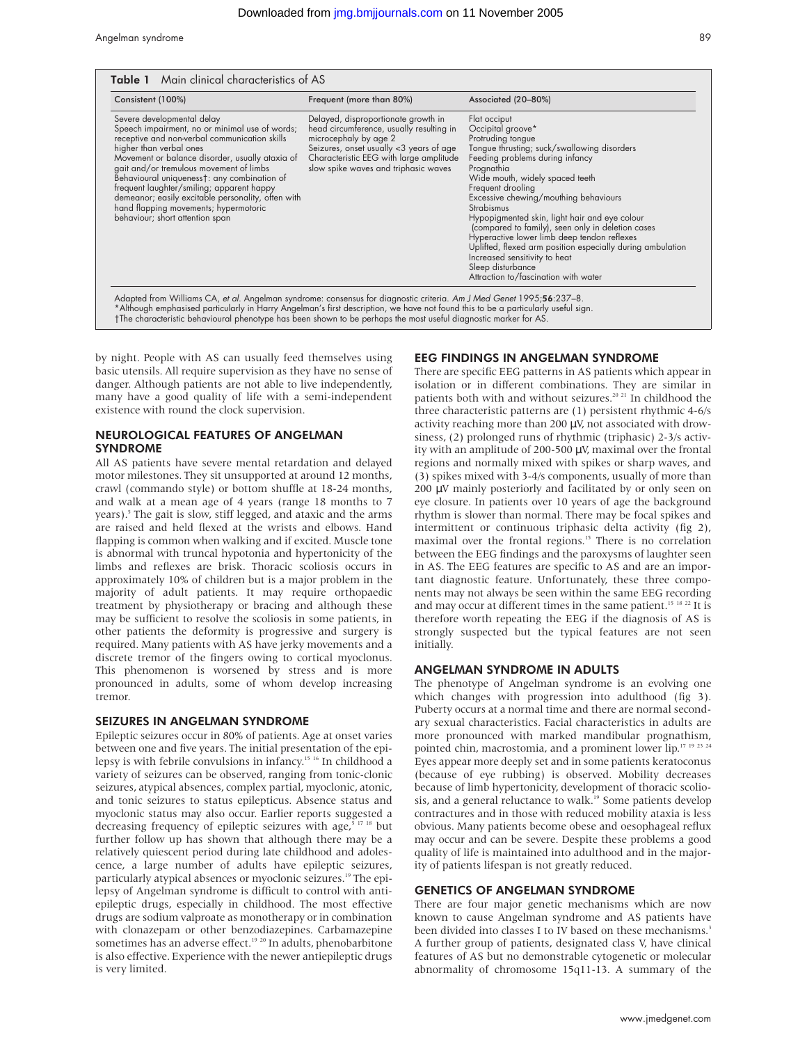**Table 1** Main clinical characteristics of AS

| Consistent (100%) | Frequent (more than 80%) | Associated (20–80%) |
|---|---|---|
| Severe developmental delay<br>Speech impairment, no or minimal use of words; receptive and non-verbal communication skills higher than verbal ones<br>Movement or balance disorder, usually ataxia of gait and/or tremulous movement of limbs<br>Behavioural uniqueness†: any combination of frequent laughter/smiling; apparent happy demeanor; easily excitable personality, often with hand flapping movements; hypermotoric behaviour; short attention span | Delayed, disproportionate growth in head circumference, usually resulting in microcephaly by age 2<br>Seizures, onset usually <3 years of age<br>Characteristic EEG with large amplitude slow spike waves and triphasic waves | Flat occiput<br>Occipital groove*<br>Protruding tongue<br>Tongue thrusting; suck/swallowing disorders<br>Feeding problems during infancy<br>Prognathia<br>Wide mouth, widely spaced teeth<br>Frequent drooling<br>Excessive chewing/mouthing behaviours<br>Strabismus<br>Hypopigmented skin, light hair and eye colour (compared to family), seen only in deletion cases<br>Hyperactive lower limb deep tendon reflexes<br>Uplifted, flexed arm position especially during ambulation<br>Increased sensitivity to heat<br>Sleep disturbance<br>Attraction to/fascination with water |

Adapted from Williams CA, *et al*. Angelman syndrome: consensus for diagnostic criteria. *Am J Med Genet* 1995;**56**:237–8.
*Although emphasised particularly in Harry Angelman's first description, we have not found this to be a particularly useful sign.
†The characteristic behavioural phenotype has been shown to be perhaps the most useful diagnostic marker for AS.

by night. People with AS can usually feed themselves using basic utensils. All require supervision as they have no sense of danger. Although patients are not able to live independently, many have a good quality of life with a semi-independent existence with round the clock supervision.

## NEUROLOGICAL FEATURES OF ANGELMAN SYNDROME

All AS patients have severe mental retardation and delayed motor milestones. They sit unsupported at around 12 months, crawl (commando style) or bottom shuffle at 18-24 months, and walk at a mean age of 4 years (range 18 months to 7 years).[5] The gait is slow, stiff legged, and ataxic and the arms are raised and held flexed at the wrists and elbows. Hand flapping is common when walking and if excited. Muscle tone is abnormal with truncal hypotonia and hypertonicity of the limbs and reflexes are brisk. Thoracic scoliosis occurs in approximately 10% of children but is a major problem in the majority of adult patients. It may require orthopaedic treatment by physiotherapy or bracing and although these may be sufficient to resolve the scoliosis in some patients, in other patients the deformity is progressive and surgery is required. Many patients with AS have jerky movements and a discrete tremor of the fingers owing to cortical myoclonus. This phenomenon is worsened by stress and is more pronounced in adults, some of whom develop increasing tremor.

## SEIZURES IN ANGELMAN SYNDROME

Epileptic seizures occur in 80% of patients. Age at onset varies between one and five years. The initial presentation of the epilepsy is with febrile convulsions in infancy.[15 16] In childhood a variety of seizures can be observed, ranging from tonic-clonic seizures, atypical absences, complex partial, myoclonic, atonic, and tonic seizures to status epilepticus. Absence status and myoclonic status may also occur. Earlier reports suggested a decreasing frequency of epileptic seizures with age,[5 17 18] but further follow up has shown that although there may be a relatively quiescent period during late childhood and adolescence, a large number of adults have epileptic seizures, particularly atypical absences or myoclonic seizures.[19] The epilepsy of Angelman syndrome is difficult to control with antiepileptic drugs, especially in childhood. The most effective drugs are sodium valproate as monotherapy or in combination with clonazepam or other benzodiazepines. Carbamazepine sometimes has an adverse effect.[19 20] In adults, phenobarbitone is also effective. Experience with the newer antiepileptic drugs is very limited.

## EEG FINDINGS IN ANGELMAN SYNDROME

There are specific EEG patterns in AS patients which appear in isolation or in different combinations. They are similar in patients both with and without seizures.[20 21] In childhood the three characteristic patterns are (1) persistent rhythmic 4-6/s activity reaching more than 200 μV, not associated with drowsiness, (2) prolonged runs of rhythmic (triphasic) 2-3/s activity with an amplitude of 200-500 μV, maximal over the frontal regions and normally mixed with spikes or sharp waves, and (3) spikes mixed with 3-4/s components, usually of more than 200 μV mainly posteriorly and facilitated by or only seen on eye closure. In patients over 10 years of age the background rhythm is slower than normal. There may be focal spikes and intermittent or continuous triphasic delta activity (fig 2), maximal over the frontal regions.[15] There is no correlation between the EEG findings and the paroxysms of laughter seen in AS. The EEG features are specific to AS and are an important diagnostic feature. Unfortunately, these three components may not always be seen within the same EEG recording and may occur at different times in the same patient.[15 18 22] It is therefore worth repeating the EEG if the diagnosis of AS is strongly suspected but the typical features are not seen initially.

## ANGELMAN SYNDROME IN ADULTS

The phenotype of Angelman syndrome is an evolving one which changes with progression into adulthood (fig 3). Puberty occurs at a normal time and there are normal secondary sexual characteristics. Facial characteristics in adults are more pronounced with marked mandibular prognathism, pointed chin, macrostomia, and a prominent lower lip.[17 19 23 24] Eyes appear more deeply set and in some patients keratoconus (because of eye rubbing) is observed. Mobility decreases because of limb hypertonicity, development of thoracic scoliosis, and a general reluctance to walk.[19] Some patients develop contractures and in those with reduced mobility ataxia is less obvious. Many patients become obese and oesophageal reflux may occur and can be severe. Despite these problems a good quality of life is maintained into adulthood and in the majority of patients lifespan is not greatly reduced.

## GENETICS OF ANGELMAN SYNDROME

There are four major genetic mechanisms which are now known to cause Angelman syndrome and AS patients have been divided into classes I to IV based on these mechanisms.[3] A further group of patients, designated class V, have clinical features of AS but no demonstrable cytogenetic or molecular abnormality of chromosome 15q11-13. A summary of the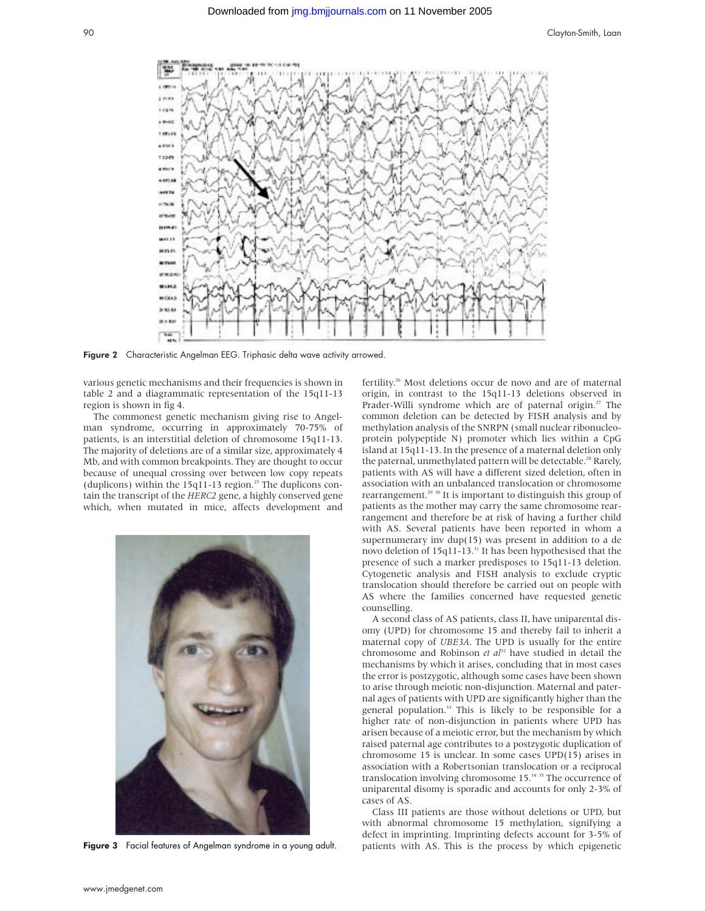Figure 2 Characteristic Angelman EEG. Triphasic delta wave activity arrowed.

various genetic mechanisms and their frequencies is shown in table 2 and a diagrammatic representation of the 15q11-13 region is shown in fig 4.

The commonest genetic mechanism giving rise to Angelman syndrome, occurring in approximately 70-75% of patients, is an interstitial deletion of chromosome 15q11-13. The majority of deletions are of a similar size, approximately 4 Mb, and with common breakpoints. They are thought to occur because of unequal crossing over between low copy repeats (duplicons) within the 15q11-13 region.[25] The duplicons contain the transcript of the *HERC2* gene, a highly conserved gene which, when mutated in mice, affects development and fertility.[26] Most deletions occur de novo and are of maternal origin, in contrast to the 15q11-13 deletions observed in Prader-Willi syndrome which are of paternal origin.[27] The common deletion can be detected by FISH analysis and by methylation analysis of the SNRPN (small nuclear ribonucleoprotein polypeptide N) promoter which lies within a CpG island at 15q11-13. In the presence of a maternal deletion only the paternal, unmethylated pattern will be detectable.[28] Rarely, patients with AS will have a different sized deletion, often in association with an unbalanced translocation or chromosome rearrangement.[29 30] It is important to distinguish this group of patients as the mother may carry the same chromosome rearrangement and therefore be at risk of having a further child with AS. Several patients have been reported in whom a supernumerary inv dup(15) was present in addition to a de novo deletion of 15q11-13.[31] It has been hypothesised that the presence of such a marker predisposes to 15q11-13 deletion. Cytogenetic analysis and FISH analysis to exclude cryptic translocation should therefore be carried out on people with AS where the families concerned have requested genetic counselling.

Figure 3 Facial features of Angelman syndrome in a young adult.

A second class of AS patients, class II, have uniparental disomy (UPD) for chromosome 15 and thereby fail to inherit a maternal copy of *UBE3A*. The UPD is usually for the entire chromosome and Robinson *et al*[32] have studied in detail the mechanisms by which it arises, concluding that in most cases the error is postzygotic, although some cases have been shown to arise through meiotic non-disjunction. Maternal and paternal ages of patients with UPD are significantly higher than the general population.[33] This is likely to be responsible for a higher rate of non-disjunction in patients where UPD has arisen because of a meiotic error, but the mechanism by which raised paternal age contributes to a postzygotic duplication of chromosome 15 is unclear. In some cases UPD(15) arises in association with a Robertsonian translocation or a reciprocal translocation involving chromosome 15.[34 35] The occurrence of uniparental disomy is sporadic and accounts for only 2-3% of cases of AS.

Class III patients are those without deletions or UPD, but with abnormal chromosome 15 methylation, signifying a defect in imprinting. Imprinting defects account for 3-5% of patients with AS. This is the process by which epigenetic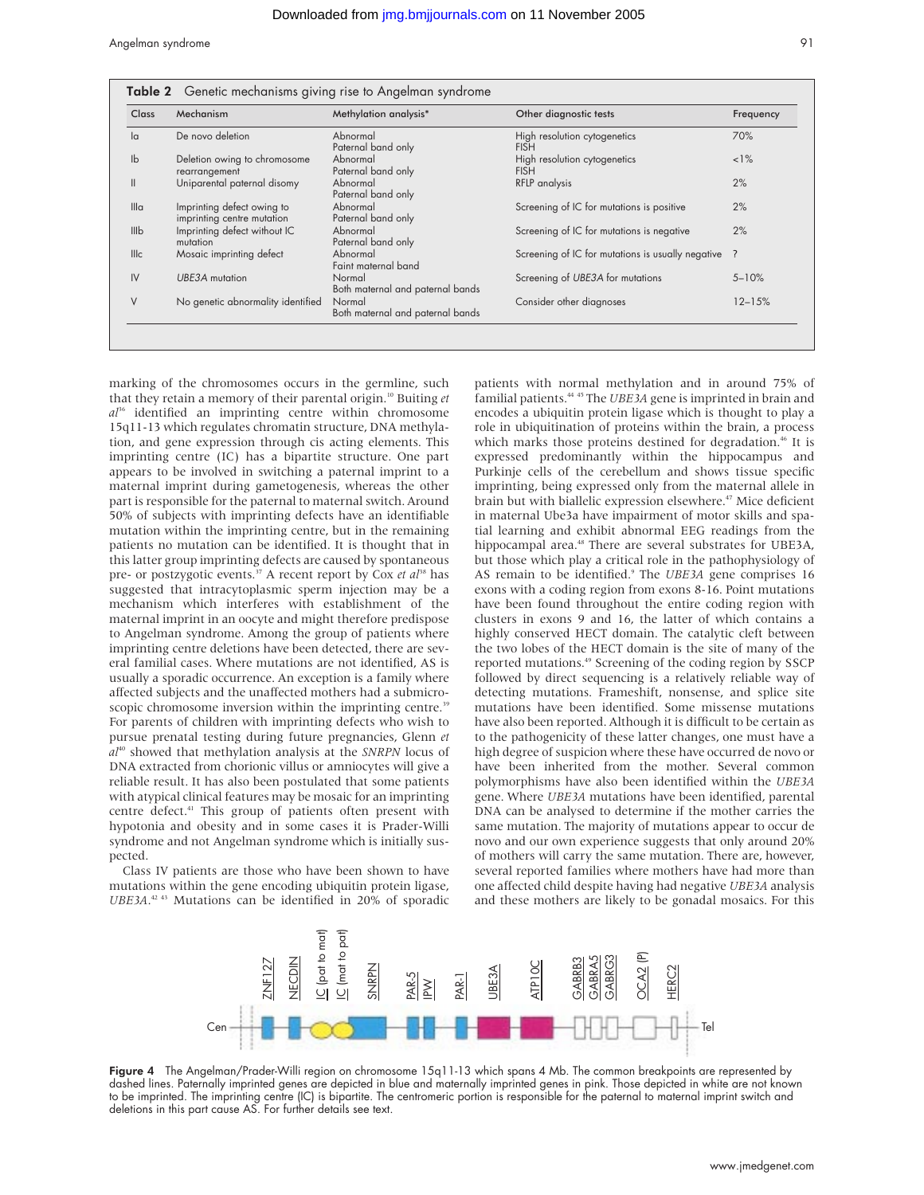**Table 2** Genetic mechanisms giving rise to Angelman syndrome

| Class | Mechanism | Methylation analysis* | Other diagnostic tests | Frequency |
|---|---|---|---|---|
| Ia | De novo deletion | Abnormal Paternal band only | High resolution cytogenetics FISH | 70% |
| Ib | Deletion owing to chromosome rearrangement | Abnormal Paternal band only | High resolution cytogenetics FISH | <1% |
| II | Uniparental paternal disomy | Abnormal Paternal band only | RFLP analysis | 2% |
| IIIa | Imprinting defect owing to imprinting centre mutation | Abnormal Paternal band only | Screening of IC for mutations is positive | 2% |
| IIIb | Imprinting defect without IC mutation | Abnormal Paternal band only | Screening of IC for mutations is negative | 2% |
| IIIc | Mosaic imprinting defect | Abnormal Faint maternal band | Screening of IC for mutations is usually negative | ? |
| IV | *UBE3A* mutation | Normal Both maternal and paternal bands | Screening of *UBE3A* for mutations | 5–10% |
| V | No genetic abnormality identified | Normal Both maternal and paternal bands | Consider other diagnoses | 12–15% |

marking of the chromosomes occurs in the germline, such that they retain a memory of their parental origin.[10] Buiting *et al*[36] identified an imprinting centre within chromosome 15q11-13 which regulates chromatin structure, DNA methylation, and gene expression through cis acting elements. This imprinting centre (IC) has a bipartite structure. One part appears to be involved in switching a paternal imprint to a maternal imprint during gametogenesis, whereas the other part is responsible for the paternal to maternal switch. Around 50% of subjects with imprinting defects have an identifiable mutation within the imprinting centre, but in the remaining patients no mutation can be identified. It is thought that in this latter group imprinting defects are caused by spontaneous pre- or postzygotic events.[37] A recent report by Cox *et al*[38] has suggested that intracytoplasmic sperm injection may be a mechanism which interferes with establishment of the maternal imprint in an oocyte and might therefore predispose to Angelman syndrome. Among the group of patients where imprinting centre deletions have been detected, there are several familial cases. Where mutations are not identified, AS is usually a sporadic occurrence. An exception is a family where affected subjects and the unaffected mothers had a submicroscopic chromosome inversion within the imprinting centre.[39] For parents of children with imprinting defects who wish to pursue prenatal testing during future pregnancies, Glenn *et al*[40] showed that methylation analysis at the *SNRPN* locus of DNA extracted from chorionic villus or amniocytes will give a reliable result. It has also been postulated that some patients with atypical clinical features may be mosaic for an imprinting centre defect.[41] This group of patients often present with hypotonia and obesity and in some cases it is Prader-Willi syndrome and not Angelman syndrome which is initially suspected.

Class IV patients are those who have been shown to have mutations within the gene encoding ubiquitin protein ligase, *UBE3A*.[42,43] Mutations can be identified in 20% of sporadic patients with normal methylation and in around 75% of familial patients.[44,45] The *UBE3A* gene is imprinted in brain and encodes a ubiquitin protein ligase which is thought to play a role in ubiquitination of proteins within the brain, a process which marks those proteins destined for degradation.[46] It is expressed predominantly within the hippocampus and Purkinje cells of the cerebellum and shows tissue specific imprinting, being expressed only from the maternal allele in brain but with biallelic expression elsewhere.[47] Mice deficient in maternal Ube3a have impairment of motor skills and spatial learning and exhibit abnormal EEG readings from the hippocampal area.[48] There are several substrates for UBE3A, but those which play a critical role in the pathophysiology of AS remain to be identified.[9] The *UBE3A* gene comprises 16 exons with a coding region from exons 8-16. Point mutations have been found throughout the entire coding region with clusters in exons 9 and 16, the latter of which contains a highly conserved HECT domain. The catalytic cleft between the two lobes of the HECT domain is the site of many of the reported mutations.[49] Screening of the coding region by SSCP followed by direct sequencing is a relatively reliable way of detecting mutations. Frameshift, nonsense, and splice site mutations have been identified. Some missense mutations have also been reported. Although it is difficult to be certain as to the pathogenicity of these latter changes, one must have a high degree of suspicion where these have occurred de novo or have been inherited from the mother. Several common polymorphisms have also been identified within the *UBE3A* gene. Where *UBE3A* mutations have been identified, parental DNA can be analysed to determine if the mother carries the same mutation. The majority of mutations appear to occur de novo and our own experience suggests that only around 20% of mothers will carry the same mutation. There are, however, several reported families where mothers have had more than one affected child despite having had negative *UBE3A* analysis and these mothers are likely to be gonadal mosaics. For this

Cen — ZNF127 — NECDIN — IC (pat to mat) — IC (mat to pat) — SNRPN — PAR-5 — IPW — PAR-1 — UBE3A — ATP10C — GABRB3 — GABRA5 — GABRG3 — OCA2 (P) — HERC2 — Tel

**Figure 4** The Angelman/Prader-Willi region on chromosome 15q11-13 which spans 4 Mb. The common breakpoints are represented by dashed lines. Paternally imprinted genes are depicted in blue and maternally imprinted genes in pink. Those depicted in white are not known to be imprinted. The imprinting centre (IC) is bipartite. The centromeric portion is responsible for the paternal to maternal imprint switch and deletions in this part cause AS. For further details see text.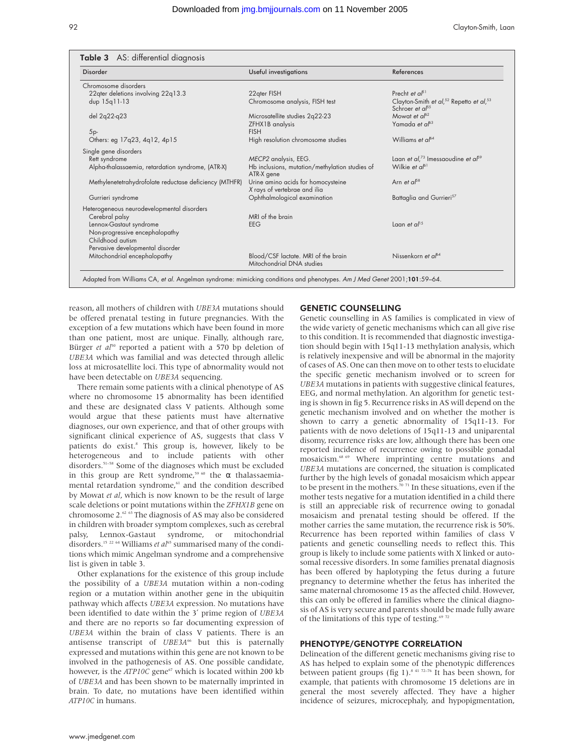**Table 3** AS: differential diagnosis

| Disorder | Useful investigations | References |
|---|---|---|
| Chromosome disorders | | |
| 22qter deletions involving 22q13.3 | 22qter FISH | Precht *et al*[51] |
| dup 15q11-13 | Chromosome analysis, FISH test | Clayton-Smith *et al*,[52] Repetto *et al*,[53] Schroer *et al*[55] |
| del 2q22-q23 | Microsatellite studies 2q22-23 ZFHX1B analysis | Mowat *et al*[62] Yamada *et al*[63] |
| 5p- | FISH | |
| Others: eg 17q23, 4q12, 4p15 | High resolution chromosome studies | Williams *et al*[64] |
| Single gene disorders | | |
| Rett syndrome | *MECP2* analysis, EEG. | Laan *et al*,[73] Imessaoudine *et al*[59] |
| Alpha-thalassaemia, retardation syndrome, (ATR-X) | Hb inclusions, mutation/methylation studies of ATR-X gene | Wilkie *et al*[61] |
| Methylenetetrahydrofolate reductase deficiency (MTHFR) | Urine amino acids for homocysteine X rays of vertebrae and ilia | Arn *et al*[58] |
| Gurrieri syndrome | Ophthalmological examination | Battaglia and Gurrieri[57] |
| Heterogeneous neurodevelopmental disorders | | |
| Cerebral palsy | MRI of the brain | |
| Lennox-Gastaut syndrome | EEG | Laan *et al*[15] |
| Non-progressive encephalopathy | | |
| Childhood autism | | |
| Pervasive developmental disorder | | |
| Mitochondrial encephalopathy | Blood/CSF lactate. MRI of the brain Mitochondrial DNA studies | Nissenkorn *et al*[64] |

Adapted from Williams CA, *et al*. Angelman syndrome: mimicking conditions and phenotypes. *Am J Med Genet* 2001;**101**:59–64.

reason, all mothers of children with *UBE3A* mutations should be offered prenatal testing in future pregnancies. With the exception of a few mutations which have been found in more than one patient, most are unique. Finally, although rare, Bürger *et al*[50] reported a patient with a 570 bp deletion of *UBE3A* which was familial and was detected through allelic loss at microsatellite loci. This type of abnormality would not have been detectable on *UBE3A* sequencing.

There remain some patients with a clinical phenotype of AS where no chromosome 15 abnormality has been identified and these are designated class V patients. Although some would argue that these patients must have alternative diagnoses, our own experience, and that of other groups with significant clinical experience of AS, suggests that class V patients do exist.[8] This group is, however, likely to be heterogeneous and to include patients with other disorders.[51–58] Some of the diagnoses which must be excluded in this group are Rett syndrome,[59 60] the α thalassaemia-mental retardation syndrome,[61] and the condition described by Mowat *et al*, which is now known to be the result of large scale deletions or point mutations within the *ZFHX1B* gene on chromosome 2.[62 63] The diagnosis of AS may also be considered in children with broader symptom complexes, such as cerebral palsy, Lennox-Gastaut syndrome, or mitochondrial disorders.[15 22 64] Williams *et al*[65] summarised many of the conditions which mimic Angelman syndrome and a comprehensive list is given in table 3.

Other explanations for the existence of this group include the possibility of a *UBE3A* mutation within a non-coding region or a mutation within another gene in the ubiquitin pathway which affects *UBE3A* expression. No mutations have been identified to date within the 3′ prime region of *UBE3A* and there are no reports so far documenting expression of *UBE3A* within the brain of class V patients. There is an antisense transcript of *UBE3A*[66] but this is paternally expressed and mutations within this gene are not known to be involved in the pathogenesis of AS. One possible candidate, however, is the *ATP10C* gene[67] which is located within 200 kb of *UBE3A* and has been shown to be maternally imprinted in brain. To date, no mutations have been identified within *ATP10C* in humans.

## GENETIC COUNSELLING

Genetic counselling in AS families is complicated in view of the wide variety of genetic mechanisms which can all give rise to this condition. It is recommended that diagnostic investigation should begin with 15q11-13 methylation analysis, which is relatively inexpensive and will be abnormal in the majority of cases of AS. One can then move on to other tests to elucidate the specific genetic mechanism involved or to screen for *UBE3A* mutations in patients with suggestive clinical features, EEG, and normal methylation. An algorithm for genetic testing is shown in fig 5. Recurrence risks in AS will depend on the genetic mechanism involved and on whether the mother is shown to carry a genetic abnormality of 15q11-13. For patients with de novo deletions of 15q11-13 and uniparental disomy, recurrence risks are low, although there has been one reported incidence of recurrence owing to possible gonadal mosaicism.[68 69] Where imprinting centre mutations and *UBE3A* mutations are concerned, the situation is complicated further by the high levels of gonadal mosaicism which appear to be present in the mothers.[70 71] In these situations, even if the mother tests negative for a mutation identified in a child there is still an appreciable risk of recurrence owing to gonadal mosaicism and prenatal testing should be offered. If the mother carries the same mutation, the recurrence risk is 50%. Recurrence has been reported within families of class V patients and genetic counselling needs to reflect this. This group is likely to include some patients with X linked or autosomal recessive disorders. In some families prenatal diagnosis has been offered by haplotyping the fetus during a future pregnancy to determine whether the fetus has inherited the same maternal chromosome 15 as the affected child. However, this can only be offered in families where the clinical diagnosis of AS is very secure and parents should be made fully aware of the limitations of this type of testing.[69 72]

## PHENOTYPE/GENOTYPE CORRELATION

Delineation of the different genetic mechanisms giving rise to AS has helped to explain some of the phenotypic differences between patient groups (fig 1).[8 41 72–76] It has been shown, for example, that patients with chromosome 15 deletions are in general the most severely affected. They have a higher incidence of seizures, microcephaly, and hypopigmentation,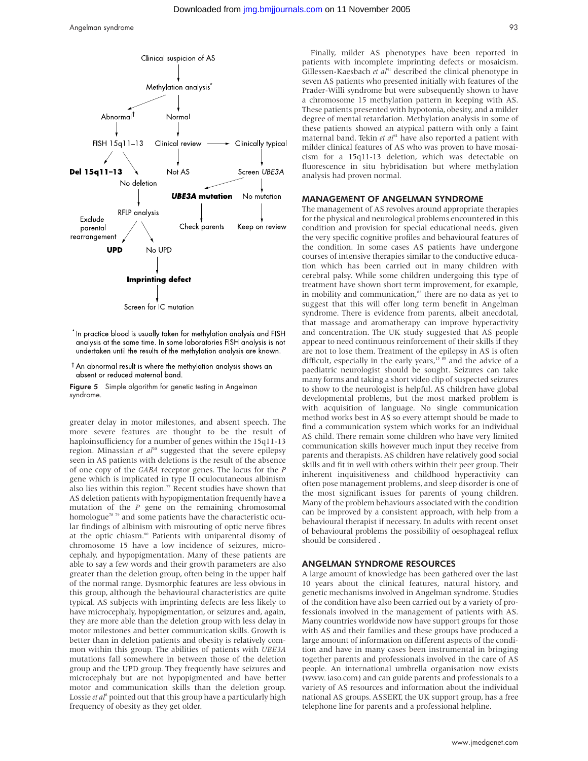Clinical suspicion of AS

Methylation analysis*

Abnormal† — Normal

FISH 15q11–13 — Clinical review → Clinically typical

**Del 15q11–13** — No deletion — Not AS — Screen *UBE3A*

***UBE3A* mutation** — No mutation

RFLP analysis — Check parents — Keep on review

Exclude parental rearrangement — **UPD** — No UPD

**Imprinting defect**

Screen for IC mutation

*In practice blood is usually taken for methylation analysis and FISH analysis at the same time. In some laboratories FISH analysis is not undertaken until the results of the methylation analysis are known.

†An abnormal result is where the methylation analysis shows an absent or reduced maternal band.

**Figure 5** Simple algorithm for genetic testing in Angelman syndrome.

greater delay in motor milestones, and absent speech. The more severe features are thought to be the result of haploinsufficiency for a number of genes within the 15q11-13 region. Minassian *et al*[20] suggested that the severe epilepsy seen in AS patients with deletions is the result of the absence of one copy of the *GABA* receptor genes. The locus for the *P* gene which is implicated in type II oculocutaneous albinism also lies within this region.[77] Recent studies have shown that AS deletion patients with hypopigmentation frequently have a mutation of the *P* gene on the remaining chromosomal homologue[78,79] and some patients have the characteristic ocular findings of albinism with misrouting of optic nerve fibres at the optic chiasm.[80] Patients with uniparental disomy of chromosome 15 have a low incidence of seizures, microcephaly, and hypopigmentation. Many of these patients are able to say a few words and their growth parameters are also greater than the deletion group, often being in the upper half of the normal range. Dysmorphic features are less obvious in this group, although the behavioural characteristics are quite typical. AS subjects with imprinting defects are less likely to have microcephaly, hypopigmentation, or seizures and, again, they are more able than the deletion group with less delay in motor milestones and better communication skills. Growth is better than in deletion patients and obesity is relatively common within this group. The abilities of patients with *UBE3A* mutations fall somewhere in between those of the deletion group and the UPD group. They frequently have seizures and microcephaly but are not hypopigmented and have better motor and communication skills than the deletion group. Lossie *et al*[8] pointed out that this group have a particularly high frequency of obesity as they get older.

Finally, milder AS phenotypes have been reported in patients with incomplete imprinting defects or mosaicism. Gillessen-Kaesbach *et al*[41] described the clinical phenotype in seven AS patients who presented initially with features of the Prader-Willi syndrome but were subsequently shown to have a chromosome 15 methylation pattern in keeping with AS. These patients presented with hypotonia, obesity, and a milder degree of mental retardation. Methylation analysis in some of these patients showed an atypical pattern with only a faint maternal band. Tekin *et al*[81] have also reported a patient with milder clinical features of AS who was proven to have mosaicism for a 15q11-13 deletion, which was detectable on fluorescence in situ hybridisation but where methylation analysis had proven normal.

## MANAGEMENT OF ANGELMAN SYNDROME

The management of AS revolves around appropriate therapies for the physical and neurological problems encountered in this condition and provision for special educational needs, given the very specific cognitive profiles and behavioural features of the condition. In some cases AS patients have undergone courses of intensive therapies similar to the conductive education which has been carried out in many children with cerebral palsy. While some children undergoing this type of treatment have shown short term improvement, for example, in mobility and communication,[82] there are no data as yet to suggest that this will offer long term benefit in Angelman syndrome. There is evidence from parents, albeit anecdotal, that massage and aromatherapy can improve hyperactivity and concentration. The UK study suggested that AS people appear to need continuous reinforcement of their skills if they are not to lose them. Treatment of the epilepsy in AS is often difficult, especially in the early years,[15,83] and the advice of a paediatric neurologist should be sought. Seizures can take many forms and taking a short video clip of suspected seizures to show to the neurologist is helpful. AS children have global developmental problems, but the most marked problem is with acquisition of language. No single communication method works best in AS so every attempt should be made to find a communication system which works for an individual AS child. There remain some children who have very limited communication skills however much input they receive from parents and therapists. AS children have relatively good social skills and fit in well with others within their peer group. Their inherent inquisitiveness and childhood hyperactivity can often pose management problems, and sleep disorder is one of the most significant issues for parents of young children. Many of the problem behaviours associated with the condition can be improved by a consistent approach, with help from a behavioural therapist if necessary. In adults with recent onset of behavioural problems the possibility of oesophageal reflux should be considered .

## ANGELMAN SYNDROME RESOURCES

A large amount of knowledge has been gathered over the last 10 years about the clinical features, natural history, and genetic mechanisms involved in Angelman syndrome. Studies of the condition have also been carried out by a variety of professionals involved in the management of patients with AS. Many countries worldwide now have support groups for those with AS and their families and these groups have produced a large amount of information on different aspects of the condition and have in many cases been instrumental in bringing together parents and professionals involved in the care of AS people. An international umbrella organisation now exists (www. iaso.com) and can guide parents and professionals to a variety of AS resources and information about the individual national AS groups. ASSERT, the UK support group, has a free telephone line for parents and a professional helpline.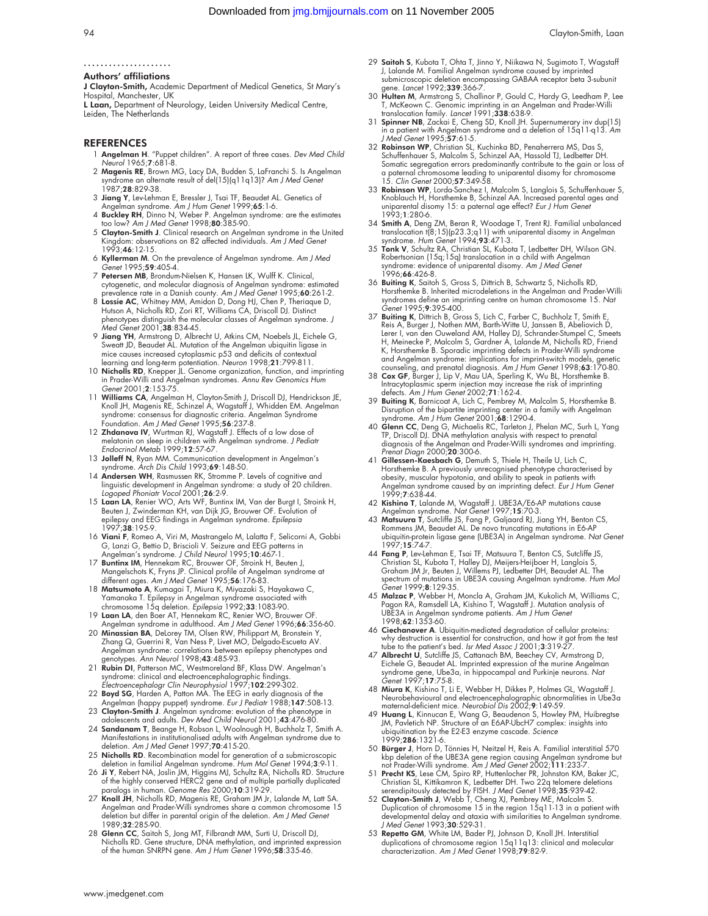## Authors' affiliations

**J Clayton-Smith,** Academic Department of Medical Genetics, St Mary's Hospital, Manchester, UK

**L Laan,** Department of Neurology, Leiden University Medical Centre, Leiden, The Netherlands

## REFERENCES

1. **Angelman H**. "Puppet children". A report of three cases. *Dev Med Child Neurol* 1965;**7**:681-8.
2. **Magenis RE**, Brown MG, Lacy DA, Budden S, LaFranchi S. Is Angelman syndrome an alternate result of del(15)(q11q13)? *Am J Med Genet* 1987;**28**:829-38.
3. **Jiang Y**, Lev-Lehman E, Bressler J, Tsai TF, Beaudet AL. Genetics of Angelman syndrome. *Am J Hum Genet* 1999;**65**:1-6.
4. **Buckley RH**, Dinno N, Weber P. Angelman syndrome: are the estimates too low? *Am J Med Genet* 1998;**80**:385-90.
5. **Clayton-Smith J**. Clinical research on Angelman syndrome in the United Kingdom: observations on 82 affected individuals. *Am J Med Genet* 1993;**46**:12-15.
6. **Kyllerman M**. On the prevalence of Angelman syndrome. *Am J Med Genet* 1995;**59**:405-4.
7. **Petersen MB**, Brondum-Nielsen K, Hansen LK, Wulff K. Clinical, cytogenetic, and molecular diagnosis of Angelman syndrome: estimated prevalence rate in a Danish county. *Am J Med Genet* 1995;**60**:261-2.
8. **Lossie AC**, Whitney MM, Amidon D, Dong HJ, Chen P, Theriaque D, Hutson A, Nicholls RD, Zori RT, Williams CA, Driscoll DJ. Distinct phenotypes distinguish the molecular classes of Angelman syndrome. *J Med Genet* 2001;**38**:834-45.
9. **Jiang YH**, Armstrong D, Albrecht U, Atkins CM, Noebels JL, Eichele G, Sweatt JD, Beaudet AL. Mutation of the Angelman ubiquitin ligase in mice causes increased cytoplasmic p53 and deficits of contextual learning and long-term potentiation. *Neuron* 1998;**21**:799-811.
10. **Nicholls RD**, Knepper JL. Genome organization, function, and imprinting in Prader-Willi and Angelman syndromes. *Annu Rev Genomics Hum Genet* 2001;**2**:153-75.
11. **Williams CA**, Angelman H, Clayton-Smith J, Driscoll DJ, Hendrickson JE, Knoll JH, Magenis RE, Schinzel A, Wagstaff J, Whidden EM. Angelman syndrome: consensus for diagnostic criteria. Angelman Syndrome Foundation. *Am J Med Genet* 1995;**56**:237-8.
12. **Zhdanova IV**, Wurtman RJ, Wagstaff J. Effects of a low dose of melatonin on sleep in children with Angelman syndrome. *J Pediatr Endocrinol Metab* 1999;**12**:57-67.
13. **Jolleff N**, Ryan MM. Communication development in Angelman's syndrome. *Arch Dis Child* 1993;**69**:148-50.
14. **Andersen WH**, Rasmussen RK, Stromme P. Levels of cognitive and linguistic development in Angelman syndrome: a study of 20 children. *Logoped Phoniatr Vocol* 2001;**26**:2-9.
15. **Laan LA**, Renier WO, Arts WF, Buntinx IM, Van der Burgt I, Stroink H, Beuten J, Zwinderman KH, van Dijk JG, Brouwer OF. Evolution of epilepsy and EEG findings in Angelman syndrome. *Epilepsia* 1997;**38**:195-9.
16. **Viani F**, Romeo A, Viri M, Mastrangelo M, Lalatta F, Selicorni A, Gobbi G, Lanzi G, Bettio D, Briscioli V. Seizure and EEG patterns in Angelman's syndrome. *J Child Neurol* 1995;**10**:467-1.
17. **Buntinx IM**, Hennekam RC, Brouwer OF, Stroink H, Beuten J, Mangelschots K, Fryns JP. Clinical profile of Angelman syndrome at different ages. *Am J Med Genet* 1995;**56**:176-83.
18. **Matsumoto A**, Kumagai T, Miura K, Miyazaki S, Hayakawa C, Yamanaka T. Epilepsy in Angelman syndrome associated with chromosome 15q deletion. *Epilepsia* 1992;**33**:1083-90.
19. **Laan LA**, den Boer AT, Hennekam RC, Renier WO, Brouwer OF. Angelman syndrome in adulthood. *Am J Med Genet* 1996;**66**:356-60.
20. **Minassian BA**, DeLorey TM, Olsen RW, Philippart M, Bronstein Y, Zhang Q, Guerrini R, Van Ness P, Livet MO, Delgado-Escueta AV. Angelman syndrome: correlations between epilepsy phenotypes and genotypes. *Ann Neurol* 1998;**43**:485-93.
21. **Rubin DI**, Patterson MC, Westmoreland BF, Klass DW. Angelman's syndrome: clinical and electroencephalographic findings. *Electroencephalogr Clin Neurophysiol* 1997;**102**:299-302.
22. **Boyd SG**, Harden A, Patton MA. The EEG in early diagnosis of the Angelman (happy puppet) syndrome. *Eur J Pediatr* 1988;**147**:508-13.
23. **Clayton-Smith J**. Angelman syndrome: evolution of the phenotype in adolescents and adults. *Dev Med Child Neurol* 2001;**43**:476-80.
24. **Sandanam T**, Beange H, Robson L, Woolnough H, Buchholz T, Smith A. Manifestations in institutionalised adults with Angelman syndrome due to deletion. *Am J Med Genet* 1997;**70**:415-20.
25. **Nicholls RD**. Recombination model for generation of a submicroscopic deletion in familial Angelman syndrome. *Hum Mol Genet* 1994;**3**:9-11.
26. **Ji Y**, Rebert NA, Joslin JM, Higgins MJ, Schultz RA, Nicholls RD. Structure of the highly conserved HERC2 gene and of multiple partially duplicated paralogs in human. *Genome Res* 2000;**10**:319-29.
27. **Knoll JH**, Nicholls RD, Magenis RE, Graham JM Jr, Lalande M, Latt SA. Angelman and Prader-Willi syndromes share a common chromosome 15 deletion but differ in parental origin of the deletion. *Am J Med Genet* 1989;**32**:285-90.
28. **Glenn CC**, Saitoh S, Jong MT, Filbrandt MM, Surti U, Driscoll DJ, Nicholls RD. Gene structure, DNA methylation, and imprinted expression of the human SNRPN gene. *Am J Hum Genet* 1996;**58**:335-46.
29. **Saitoh S**, Kubota T, Ohta T, Jinno Y, Niikawa N, Sugimoto T, Wagstaff J, Lalande M. Familial Angelman syndrome caused by imprinted submicroscopic deletion encompassing GABAA receptor beta 3-subunit gene. *Lancet* 1992;**339**:366-7.
30. **Hulten M**, Armstrong S, Challinor P, Gould C, Hardy G, Leedham P, Lee T, McKeown C. Genomic imprinting in an Angelman and Prader-Willi translocation family. *Lancet* 1991;**338**:638-9.
31. **Spinner NB**, Zackai E, Cheng SD, Knoll JH. Supernumerary inv dup(15) in a patient with Angelman syndrome and a deletion of 15q11-q13. *Am J Med Genet* 1995;**57**:61-5.
32. **Robinson WP**, Christian SL, Kuchinka BD, Penaherrera MS, Das S, Schuffenhauer S, Malcolm S, Schinzel AA, Hassold TJ, Ledbetter DH. Somatic segregation errors predominantly contribute to the gain or loss of a paternal chromosome leading to uniparental disomy for chromosome 15. *Clin Genet* 2000;**57**:349-58.
33. **Robinson WP**, Lorda-Sanchez I, Malcolm S, Langlois S, Schuffenhauer S, Knoblauch H, Horsthemke B, Schinzel AA. Increased parental ages and uniparental disomy 15: a paternal age effect? *Eur J Hum Genet* 1993;**1**:280-6.
34. **Smith A**, Deng ZM, Beran R, Woodage T, Trent RJ. Familial unbalanced translocation t(8;15)(p23.3;q11) with uniparental disomy in Angelman syndrome. *Hum Genet* 1994;**93**:471-3.
35. **Tonk V**, Schultz RA, Christian SL, Kubota T, Ledbetter DH, Wilson GN. Robertsonian (15q;15q) translocation in a child with Angelman syndrome: evidence of uniparental disomy. *Am J Med Genet* 1996;**66**:426-8.
36. **Buiting K**, Saitoh S, Gross S, Dittrich B, Schwartz S, Nicholls RD, Horsthemke B. Inherited microdeletions in the Angelman and Prader-Willi syndromes define an imprinting centre on human chromosome 15. *Nat Genet* 1995;**9**:395-400.
37. **Buiting K**, Dittrich B, Gross S, Lich C, Farber C, Buchholz T, Smith E, Reis A, Burger J, Nothen MM, Barth-Witte U, Janssen B, Abeliovich D, Lerer I, van den Ouweland AM, Halley DJ, Schrander-Stumpel C, Smeets H, Meinecke P, Malcolm S, Gardner A, Lalande M, Nicholls RD, Friend K, Horsthemke B. Sporadic imprinting defects in Prader-Willi syndrome and Angelman syndrome: implications for imprint-switch models, genetic counseling, and prenatal diagnosis. *Am J Hum Genet* 1998;**63**:170-80.
38. **Cox GF**, Burger J, Lip V, Mau UA, Sperling K, Wu BL, Horsthemke B. Intracytoplasmic sperm injection may increase the risk of imprinting defects. *Am J Hum Genet* 2002;**71**:162-4.
39. **Buiting K**, Barnicoat A, Lich C, Pembrey M, Malcolm S, Horsthemke B. Disruption of the bipartite imprinting center in a family with Angelman syndrome. *Am J Hum Genet* 2001;**68**:1290-4.
40. **Glenn CC**, Deng G, Michaelis RC, Tarleton J, Phelan MC, Surh L, Yang TP, Driscoll DJ. DNA methylation analysis with respect to prenatal diagnosis of the Angelman and Prader-Willi syndromes and imprinting. *Prenat Diagn* 2000;**20**:300-6.
41. **Gillessen-Kaesbach G**, Demuth S, Thiele H, Theile U, Lich C, Horsthemke B. A previously unrecognised phenotype characterised by obesity, muscular hypotonia, and ability to speak in patients with Angelman syndrome caused by an imprinting defect. *Eur J Hum Genet* 1999;**7**:638-44.
42. **Kishino T**, Lalande M, Wagstaff J. UBE3A/E6-AP mutations cause Angelman syndrome. *Nat Genet* 1997;**15**:70-3.
43. **Matsuura T**, Sutcliffe JS, Fang P, Galjaard RJ, Jiang YH, Benton CS, Rommens JM, Beaudet AL. De novo truncating mutations in E6-AP ubiquitin-protein ligase gene (UBE3A) in Angelman syndrome. *Nat Genet* 1997;**15**:74-7.
44. **Fang P**, Lev-Lehman E, Tsai TF, Matsuura T, Benton CS, Sutcliffe JS, Christian SL, Kubota T, Halley DJ, Meijers-Heijboer H, Langlois S, Graham JM Jr, Beuten J, Willems PJ, Ledbetter DH, Beaudet AL. The spectrum of mutations in UBE3A causing Angelman syndrome. *Hum Mol Genet* 1999;**8**:129-35.
45. **Malzac P**, Webber H, Moncla A, Graham JM, Kukolich M, Williams C, Pagon RA, Ramsdell LA, Kishino T, Wagstaff J. Mutation analysis of UBE3A in Angelman syndrome patients. *Am J Hum Genet* 1998;**62**:1353-60.
46. **Ciechanover A**. Ubiquitin-mediated degradation of cellular proteins: why destruction is essential for construction, and how it got from the test tube to the patient's bed. *Isr Med Assoc J* 2001;**3**:319-27.
47. **Albrecht U**, Sutcliffe JS, Cattanach BM, Beechey CV, Armstrong D, Eichele G, Beaudet AL. Imprinted expression of the murine Angelman syndrome gene, Ube3a, in hippocampal and Purkinje neurons. *Nat Genet* 1997;**17**:75-8.
48. **Miura K**, Kishino T, Li E, Webber H, Dikkes P, Holmes GL, Wagstaff J. Neurobehavioural and electroencephalographic abnormalities in Ube3a maternal-deficient mice. *Neurobiol Dis* 2002;**9**:149-59.
49. **Huang L**, Kinnucan E, Wang G, Beaudenon S, Howley PM, Huibregtse JM, Pavletich NP. Structure of an E6AP-UbcH7 complex: insights into ubiquitination by the E2-E3 enzyme cascade. *Science* 1999;**286**:1321-6.
50. **Bürger J**, Horn D, Tönnies H, Neitzel H, Reis A. Familial interstitial 570 kbp deletion of the UBE3A gene region causing Angelman syndrome but not Prader-Willi syndrome. *Am J Med Genet* 2002;**111**:233-7.
51. **Precht KS**, Lese CM, Spiro RP, Huttenlocher PR, Johnston KM, Baker JC, Christian SL, Kittikamron K, Ledbetter DH. Two 22q telomere deletions serendipitously detected by FISH. *J Med Genet* 1998;**35**:939-42.
52. **Clayton-Smith J**, Webb T, Cheng XJ, Pembrey ME, Malcolm S. Duplication of chromosome 15 in the region 15q11-13 in a patient with developmental delay and ataxia with similarities to Angelman syndrome. *J Med Genet* 1993;**30**:529-31.
53. **Repetto GM**, White LM, Bader PJ, Johnson D, Knoll JH. Interstitial duplications of chromosome region 15q11q13: clinical and molecular characterization. *Am J Med Genet* 1998;**79**:82-9.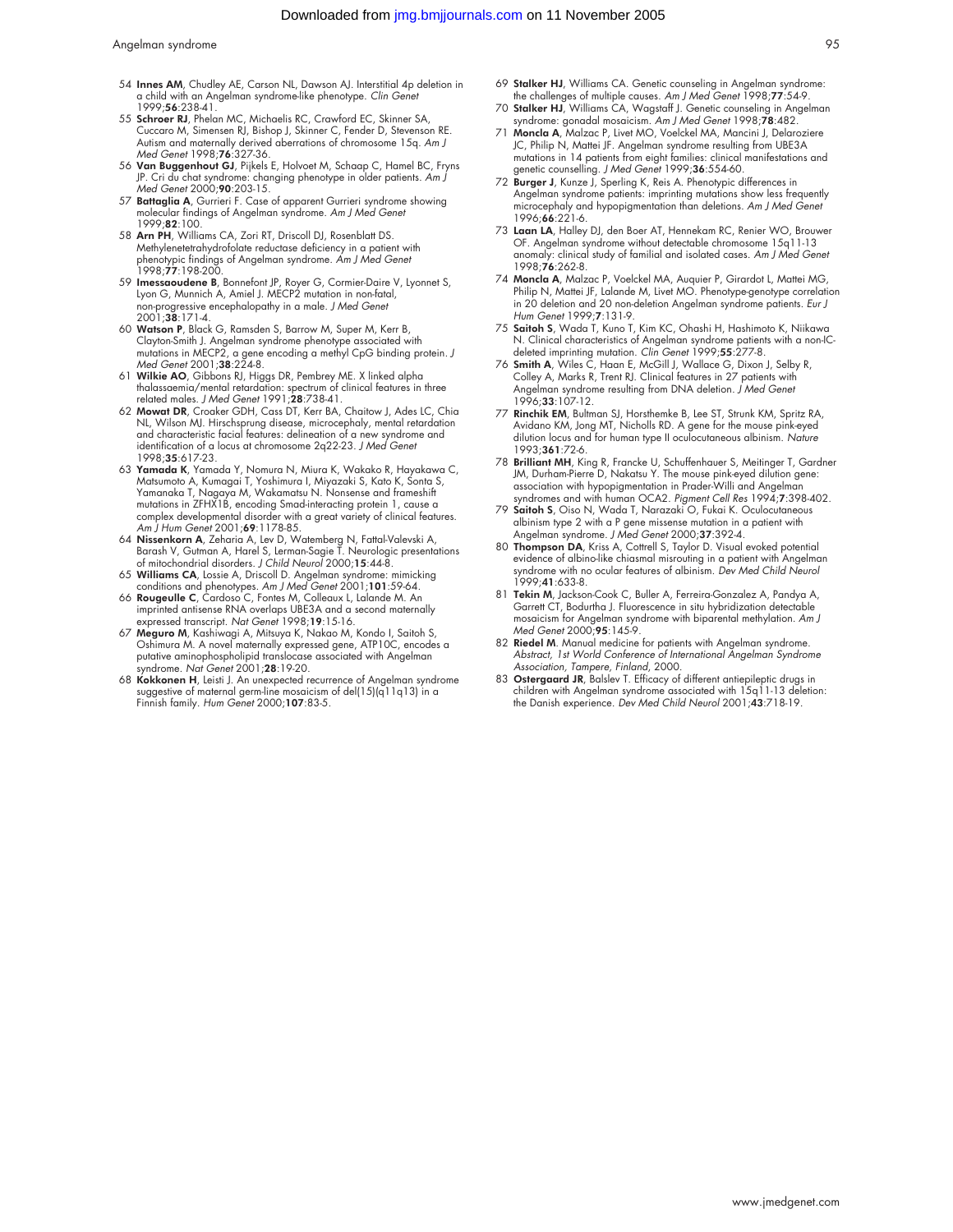54 **Innes AM**, Chudley AE, Carson NL, Dawson AJ. Interstitial 4p deletion in a child with an Angelman syndrome-like phenotype. *Clin Genet* 1999;**56**:238-41.

55 **Schroer RJ**, Phelan MC, Michaelis RC, Crawford EC, Skinner SA, Cuccaro M, Simensen RJ, Bishop J, Skinner C, Fender D, Stevenson RE. Autism and maternally derived aberrations of chromosome 15q. *Am J Med Genet* 1998;**76**:327-36.

56 **Van Buggenhout GJ**, Pijkels E, Holvoet M, Schaap C, Hamel BC, Fryns JP. Cri du chat syndrome: changing phenotype in older patients. *Am J Med Genet* 2000;**90**:203-15.

57 **Battaglia A**, Gurrieri F. Case of apparent Gurrieri syndrome showing molecular findings of Angelman syndrome. *Am J Med Genet* 1999;**82**:100.

58 **Arn PH**, Williams CA, Zori RT, Driscoll DJ, Rosenblatt DS. Methylenetetrahydrofolate reductase deficiency in a patient with phenotypic findings of Angelman syndrome. *Am J Med Genet* 1998;**77**:198-200.

59 **Imessaoudene B**, Bonnefont JP, Royer G, Cormier-Daire V, Lyonnet S, Lyon G, Munnich A, Amiel J. MECP2 mutation in non-fatal, non-progressive encephalopathy in a male. *J Med Genet* 2001;**38**:171-4.

60 **Watson P**, Black G, Ramsden S, Barrow M, Super M, Kerr B, Clayton-Smith J. Angelman syndrome phenotype associated with mutations in MECP2, a gene encoding a methyl CpG binding protein. *J Med Genet* 2001;**38**:224-8.

61 **Wilkie AO**, Gibbons RJ, Higgs DR, Pembrey ME. X linked alpha thalassaemia/mental retardation: spectrum of clinical features in three related males. *J Med Genet* 1991;**28**:738-41.

62 **Mowat DR**, Croaker GDH, Cass DT, Kerr BA, Chaitow J, Ades LC, Chia NL, Wilson MJ. Hirschsprung disease, microcephaly, mental retardation and characteristic facial features: delineation of a new syndrome and identification of a locus at chromosome 2q22-23. *J Med Genet* 1998;**35**:617-23.

63 **Yamada K**, Yamada Y, Nomura N, Miura K, Wakako R, Hayakawa C, Matsumoto A, Kumagai T, Yoshimura I, Miyazaki S, Kato K, Sonta S, Yamanaka T, Nagaya M, Wakamatsu N. Nonsense and frameshift mutations in ZFHX1B, encoding Smad-interacting protein 1, cause a complex developmental disorder with a great variety of clinical features. *Am J Hum Genet* 2001;**69**:1178-85.

64 **Nissenkorn A**, Zeharia A, Lev D, Watemberg N, Fattal-Valevski A, Barash V, Gutman A, Harel S, Lerman-Sagie T. Neurologic presentations of mitochondrial disorders. *J Child Neurol* 2000;**15**:44-8.

65 **Williams CA**, Lossie A, Driscoll D. Angelman syndrome: mimicking conditions and phenotypes. *Am J Med Genet* 2001;**101**:59-64.

66 **Rougeulle C**, Cardoso C, Fontes M, Colleaux L, Lalande M. An imprinted antisense RNA overlaps UBE3A and a second maternally expressed transcript. *Nat Genet* 1998;**19**:15-16.

67 **Meguro M**, Kashiwagi A, Mitsuya K, Nakao M, Kondo I, Saitoh S, Oshimura M. A novel maternally expressed gene, ATP10C, encodes a putative aminophospholipid translocase associated with Angelman syndrome. *Nat Genet* 2001;**28**:19-20.

68 **Kokkonen H**, Leisti J. An unexpected recurrence of Angelman syndrome suggestive of maternal germ-line mosaicism of del(15)(q11q13) in a Finnish family. *Hum Genet* 2000;**107**:83-5.

69 **Stalker HJ**, Williams CA. Genetic counseling in Angelman syndrome: the challenges of multiple causes. *Am J Med Genet* 1998;**77**:54-9.

70 **Stalker HJ**, Williams CA, Wagstaff J. Genetic counseling in Angelman syndrome: gonadal mosaicism. *Am J Med Genet* 1998;**78**:482.

71 **Moncla A**, Malzac P, Livet MO, Voelckel MA, Mancini J, Delaroziere JC, Philip N, Mattei JF. Angelman syndrome resulting from UBE3A mutations in 14 patients from eight families: clinical manifestations and genetic counselling. *J Med Genet* 1999;**36**:554-60.

72 **Burger J**, Kunze J, Sperling K, Reis A. Phenotypic differences in Angelman syndrome patients: imprinting mutations show less frequently microcephaly and hypopigmentation than deletions. *Am J Med Genet* 1996;**66**:221-6.

73 **Laan LA**, Halley DJ, den Boer AT, Hennekam RC, Renier WO, Brouwer OF. Angelman syndrome without detectable chromosome 15q11-13 anomaly: clinical study of familial and isolated cases. *Am J Med Genet* 1998;**76**:262-8.

74 **Moncla A**, Malzac P, Voelckel MA, Auquier P, Girardot L, Mattei MG, Philip N, Mattei JF, Lalande M, Livet MO. Phenotype-genotype correlation in 20 deletion and 20 non-deletion Angelman syndrome patients. *Eur J Hum Genet* 1999;**7**:131-9.

75 **Saitoh S**, Wada T, Kuno T, Kim KC, Ohashi H, Hashimoto K, Niikawa N. Clinical characteristics of Angelman syndrome patients with a non-IC-deleted imprinting mutation. *Clin Genet* 1999;**55**:277-8.

76 **Smith A**, Wiles C, Haan E, McGill J, Wallace G, Dixon J, Selby R, Colley A, Marks R, Trent RJ. Clinical features in 27 patients with Angelman syndrome resulting from DNA deletion. *J Med Genet* 1996;**33**:107-12.

77 **Rinchik EM**, Bultman SJ, Horsthemke B, Lee ST, Strunk KM, Spritz RA, Avidano KM, Jong MT, Nicholls RD. A gene for the mouse pink-eyed dilution locus and for human type II oculocutaneous albinism. *Nature* 1993;**361**:72-6.

78 **Brilliant MH**, King R, Francke U, Schuffenhauer S, Meitinger T, Gardner JM, Durham-Pierre D, Nakatsu Y. The mouse pink-eyed dilution gene: association with hypopigmentation in Prader-Willi and Angelman syndromes and with human OCA2. *Pigment Cell Res* 1994;**7**:398-402.

79 **Saitoh S**, Oiso N, Wada T, Narazaki O, Fukai K. Oculocutaneous albinism type 2 with a P gene missense mutation in a patient with Angelman syndrome. *J Med Genet* 2000;**37**:392-4.

80 **Thompson DA**, Kriss A, Cottrell S, Taylor D. Visual evoked potential evidence of albino-like chiasmal misrouting in a patient with Angelman syndrome with no ocular features of albinism. *Dev Med Child Neurol* 1999;**41**:633-8.

81 **Tekin M**, Jackson-Cook C, Buller A, Ferreira-Gonzalez A, Pandya A, Garrett CT, Bodurtha J. Fluorescence in situ hybridization detectable mosaicism for Angelman syndrome with biparental methylation. *Am J Med Genet* 2000;**95**:145-9.

82 **Riedel M**. Manual medicine for patients with Angelman syndrome. *Abstract, 1st World Conference of International Angelman Syndrome Association, Tampere, Finland,* 2000.

83 **Ostergaard JR**, Balslev T. Efficacy of different antiepileptic drugs in children with Angelman syndrome associated with 15q11-13 deletion: the Danish experience. *Dev Med Child Neurol* 2001;**43**:718-19.